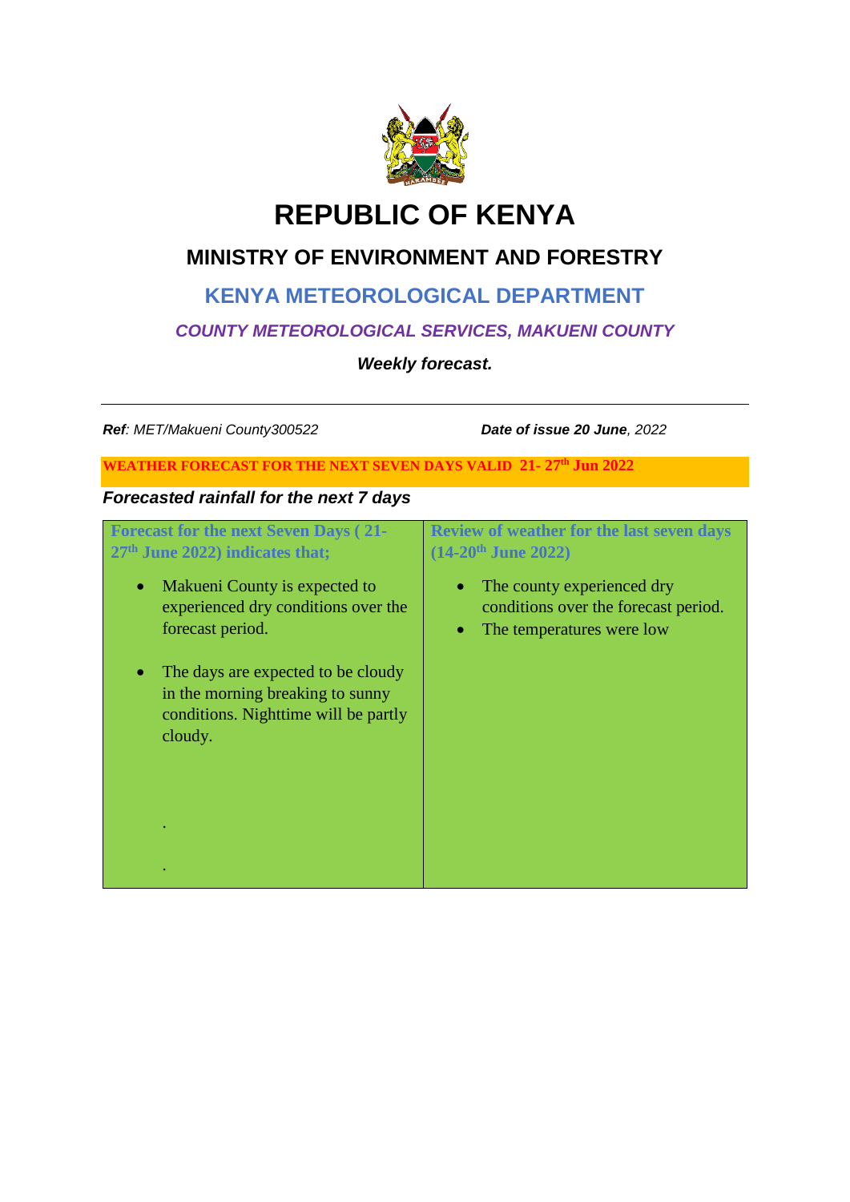# REPUBLIC OF KENYA

## MINISTRY OF ENVIRONMENT AND FORESTRY

## KENYA METEOROLOGICAL DEPARTMENT

### *COUNTY METEOROLOGICAL SERVICES, MAKUENI COUNTY*

***Weekly forecast.***

---

***Ref**: MET/Makueni County300522* ***Date of issue 20 June**, 2022*

**WEATHER FORECAST FOR THE NEXT SEVEN DAYS VALID 21- 27th Jun 2022**

***Forecasted rainfall for the next 7 days***

| Forecast for the next Seven Days ( 21-27th June 2022) indicates that; | Review of weather for the last seven days (14-20th June 2022) |
|---|---|
| • Makueni County is expected to experienced dry conditions over the forecast period.<br><br>• The days are expected to be cloudy in the morning breaking to sunny conditions. Nighttime will be partly cloudy.<br><br>.<br><br>. | • The county experienced dry conditions over the forecast period.<br>• The temperatures were low |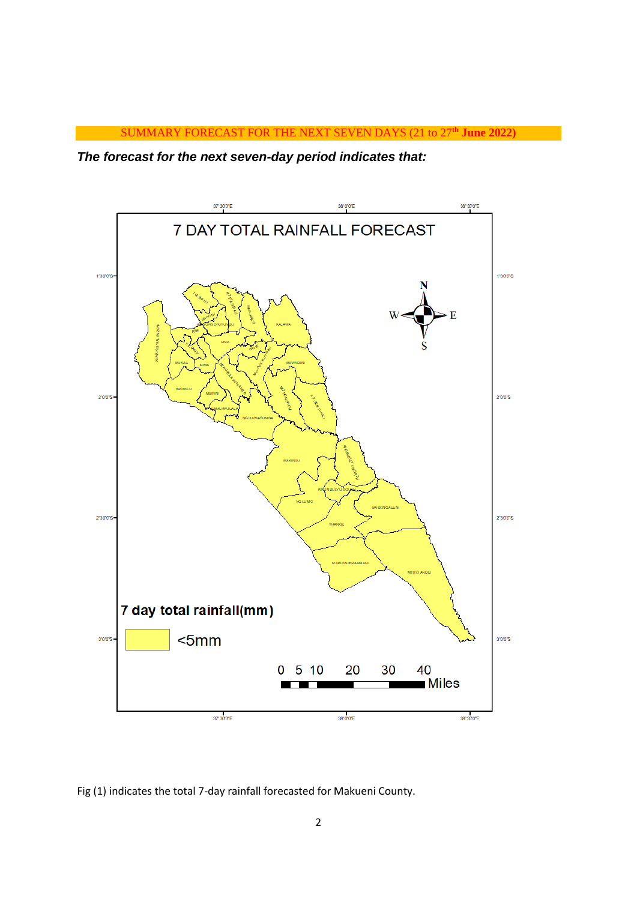SUMMARY FORECAST FOR THE NEXT SEVEN DAYS (21 to 27th **June 2022)**

***The forecast for the next seven-day period indicates that:***

7 DAY TOTAL RAINFALL FORECAST

**7 day total rainfall(mm)**

<5mm

Fig (1) indicates the total 7-day rainfall forecasted for Makueni County.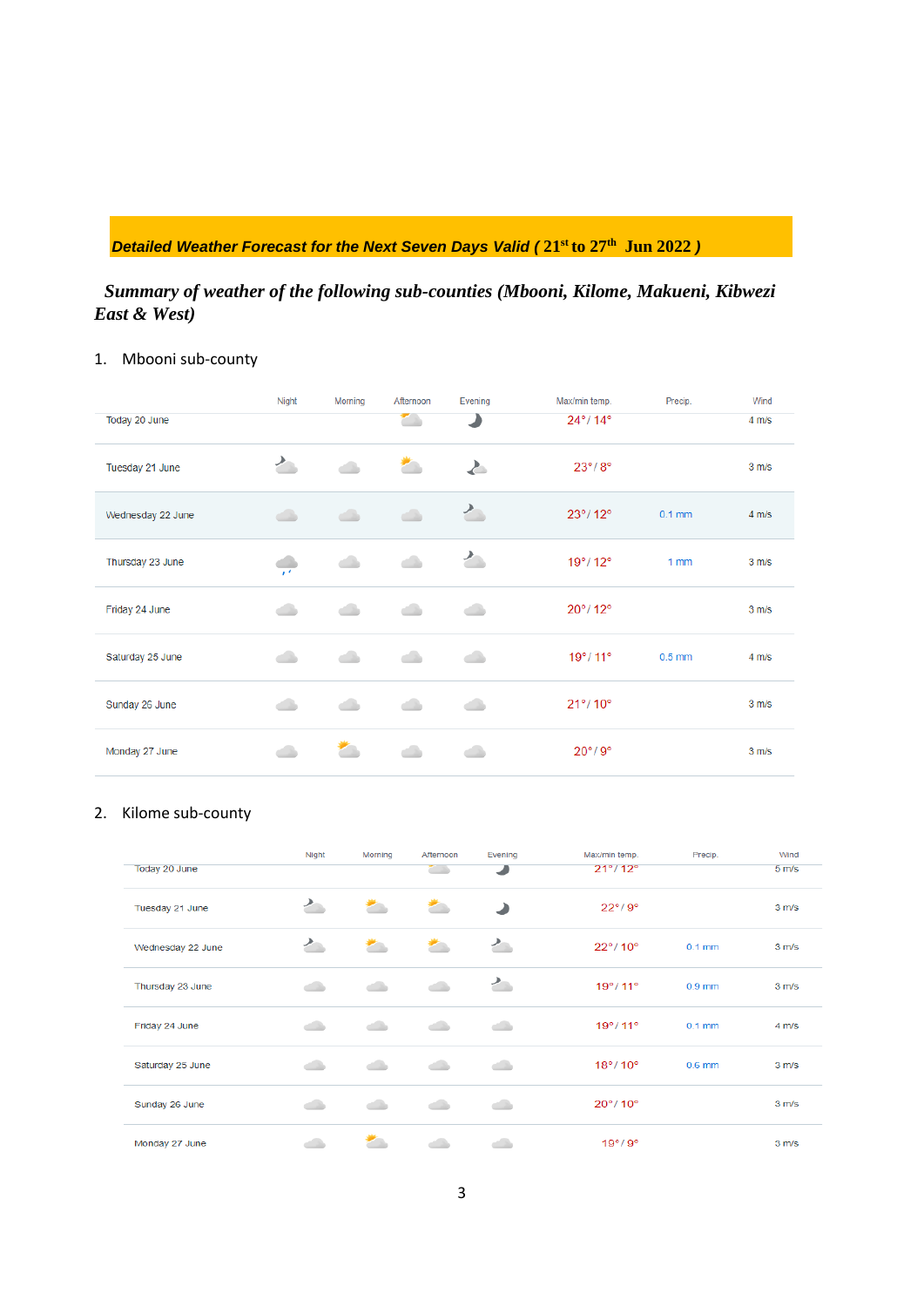**_Detailed Weather Forecast for the Next Seven Days Valid ( 21st to 27th Jun 2022 )_**

***Summary of weather of the following sub-counties (Mbooni, Kilome, Makueni, Kibwezi East & West)***

1. Mbooni sub-county

| | Night | Morning | Afternoon | Evening | Max/min temp. | Precip. | Wind |
|---|---|---|---|---|---|---|---|
| Today 20 June | | | | | 24° / 14° | | 4 m/s |
| Tuesday 21 June | | | | | 23° / 8° | | 3 m/s |
| Wednesday 22 June | | | | | 23° / 12° | 0.1 mm | 4 m/s |
| Thursday 23 June | | | | | 19° / 12° | 1 mm | 3 m/s |
| Friday 24 June | | | | | 20° / 12° | | 3 m/s |
| Saturday 25 June | | | | | 19° / 11° | 0.5 mm | 4 m/s |
| Sunday 26 June | | | | | 21° / 10° | | 3 m/s |
| Monday 27 June | | | | | 20° / 9° | | 3 m/s |

2. Kilome sub-county

| | Night | Morning | Afternoon | Evening | Max/min temp. | Precip. | Wind |
|---|---|---|---|---|---|---|---|
| Today 20 June | | | | | 21° / 12° | | 5 m/s |
| Tuesday 21 June | | | | | 22° / 9° | | 3 m/s |
| Wednesday 22 June | | | | | 22° / 10° | 0.1 mm | 3 m/s |
| Thursday 23 June | | | | | 19° / 11° | 0.9 mm | 3 m/s |
| Friday 24 June | | | | | 19° / 11° | 0.1 mm | 4 m/s |
| Saturday 25 June | | | | | 18° / 10° | 0.6 mm | 3 m/s |
| Sunday 26 June | | | | | 20° / 10° | | 3 m/s |
| Monday 27 June | | | | | 19° / 9° | | 3 m/s |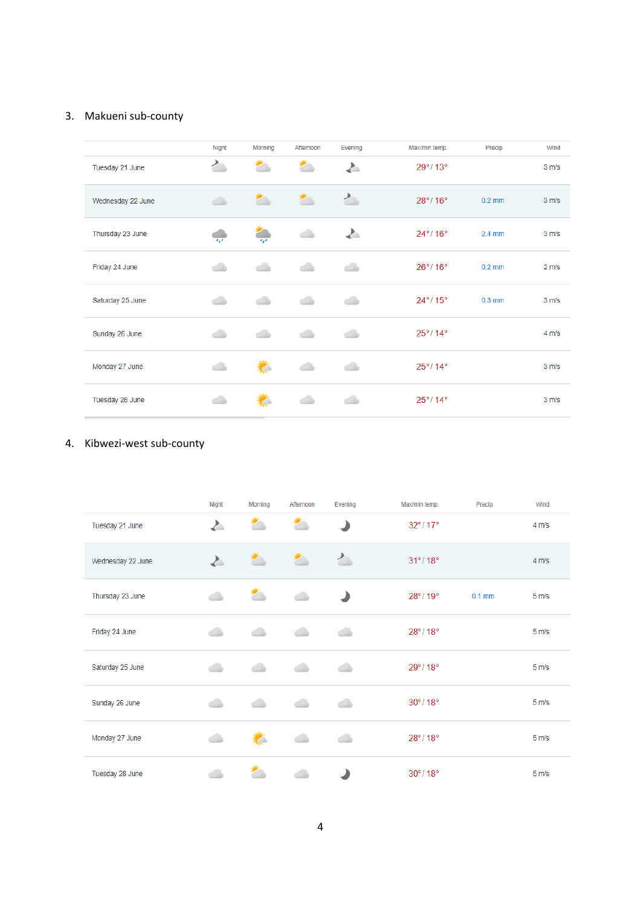3. Makueni sub-county

| | Night | Morning | Afternoon | Evening | Max/min temp. | Precip. | Wind |
|---|---|---|---|---|---|---|---|
| Tuesday 21 June | | | | | 29° / 13° | | 3 m/s |
| Wednesday 22 June | | | | | 28° / 16° | 0.2 mm | 3 m/s |
| Thursday 23 June | | | | | 24° / 16° | 2.4 mm | 3 m/s |
| Friday 24 June | | | | | 26° / 16° | 0.2 mm | 2 m/s |
| Saturday 25 June | | | | | 24° / 15° | 0.3 mm | 3 m/s |
| Sunday 26 June | | | | | 25° / 14° | | 4 m/s |
| Monday 27 June | | | | | 25° / 14° | | 3 m/s |
| Tuesday 28 June | | | | | 25° / 14° | | 3 m/s |

4. Kibwezi-west sub-county

| | Night | Morning | Afternoon | Evening | Max/min temp. | Precip. | Wind |
|---|---|---|---|---|---|---|---|
| Tuesday 21 June | | | | | 32° / 17° | | 4 m/s |
| Wednesday 22 June | | | | | 31° / 18° | | 4 m/s |
| Thursday 23 June | | | | | 28° / 19° | 0.1 mm | 5 m/s |
| Friday 24 June | | | | | 28° / 18° | | 5 m/s |
| Saturday 25 June | | | | | 29° / 18° | | 5 m/s |
| Sunday 26 June | | | | | 30° / 18° | | 5 m/s |
| Monday 27 June | | | | | 28° / 18° | | 5 m/s |
| Tuesday 28 June | | | | | 30° / 18° | | 5 m/s |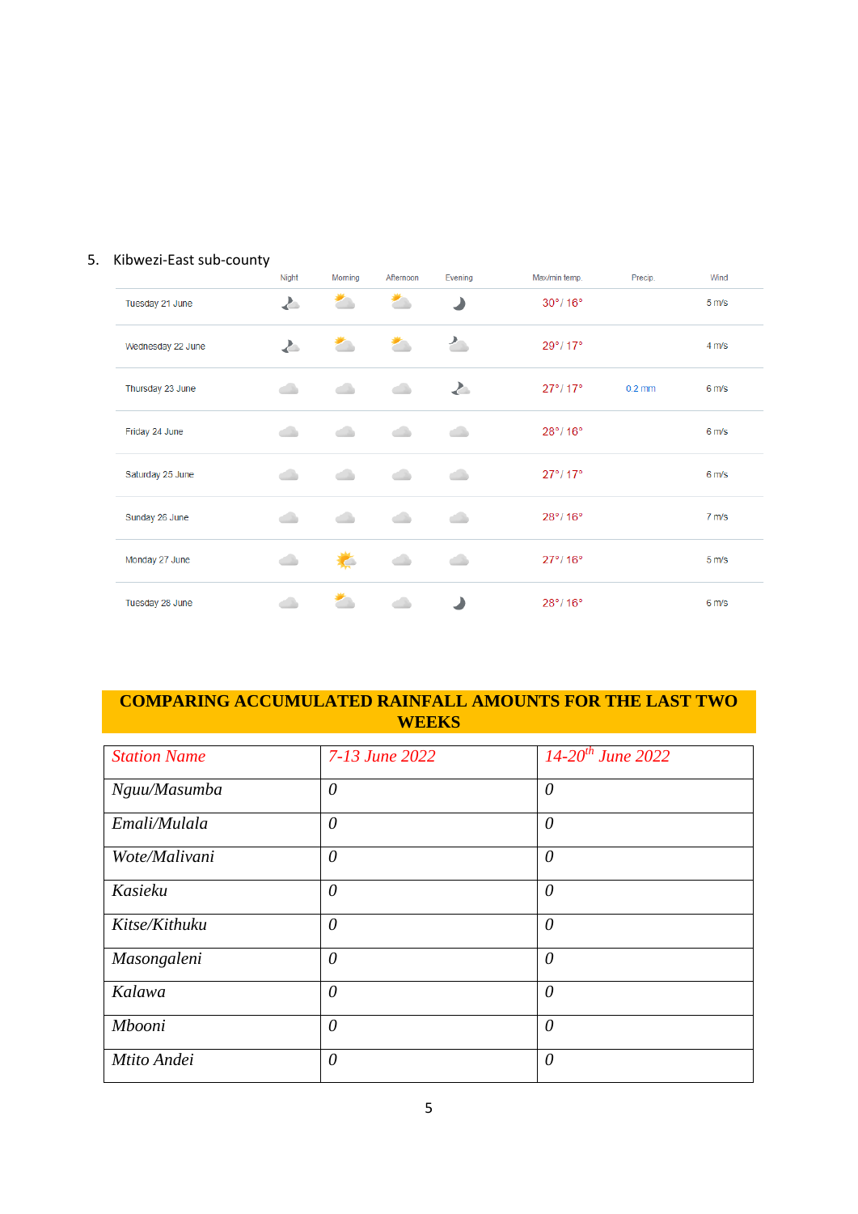5. Kibwezi-East sub-county

| | Night | Morning | Afternoon | Evening | Max/min temp. | Precip. | Wind |
|---|---|---|---|---|---|---|---|
| Tuesday 21 June | | | | | 30°/ 16° | | 5 m/s |
| Wednesday 22 June | | | | | 29°/ 17° | | 4 m/s |
| Thursday 23 June | | | | | 27°/ 17° | 0.2 mm | 6 m/s |
| Friday 24 June | | | | | 28°/ 16° | | 6 m/s |
| Saturday 25 June | | | | | 27°/ 17° | | 6 m/s |
| Sunday 26 June | | | | | 28°/ 16° | | 7 m/s |
| Monday 27 June | | | | | 27°/ 16° | | 5 m/s |
| Tuesday 28 June | | | | | 28°/ 16° | | 6 m/s |

**COMPARING ACCUMULATED RAINFALL AMOUNTS FOR THE LAST TWO WEEKS**

| *Station Name* | *7-13 June 2022* | *14-20th June 2022* |
|---|---|---|
| *Nguu/Masumba* | *0* | *0* |
| *Emali/Mulala* | *0* | *0* |
| *Wote/Malivani* | *0* | *0* |
| *Kasieku* | *0* | *0* |
| *Kitse/Kithuku* | *0* | *0* |
| *Masongaleni* | *0* | *0* |
| *Kalawa* | *0* | *0* |
| *Mbooni* | *0* | *0* |
| *Mtito Andei* | *0* | *0* |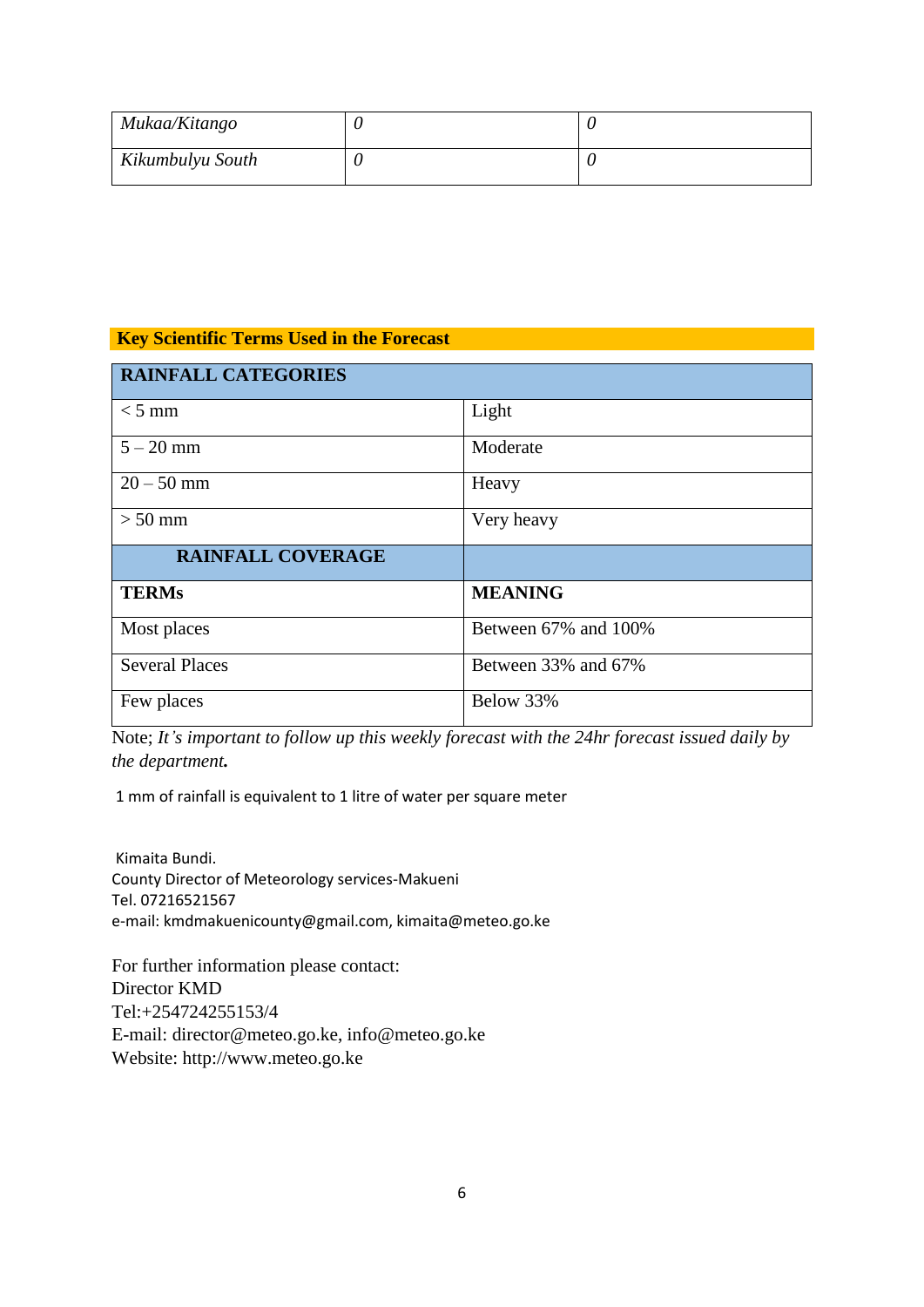| | | |
|---|---|---|
| *Mukaa/Kitango* | *0* | *0* |
| *Kikumbulyu South* | *0* | *0* |

**Key Scientific Terms Used in the Forecast**

| **RAINFALL CATEGORIES** | |
|---|---|
| < 5 mm | Light |
| 5 – 20 mm | Moderate |
| 20 – 50 mm | Heavy |
| > 50 mm | Very heavy |
| **RAINFALL COVERAGE** | |
| **TERMs** | **MEANING** |
| Most places | Between 67% and 100% |
| Several Places | Between 33% and 67% |
| Few places | Below 33% |

Note; *It's important to follow up this weekly forecast with the 24hr forecast issued daily by the department.*

1 mm of rainfall is equivalent to 1 litre of water per square meter

Kimaita Bundi.
County Director of Meteorology services-Makueni
Tel. 07216521567
e-mail: kmdmakuenicounty@gmail.com, kimaita@meteo.go.ke

For further information please contact:
Director KMD
Tel:+254724255153/4
E-mail: director@meteo.go.ke, info@meteo.go.ke
Website: http://www.meteo.go.ke